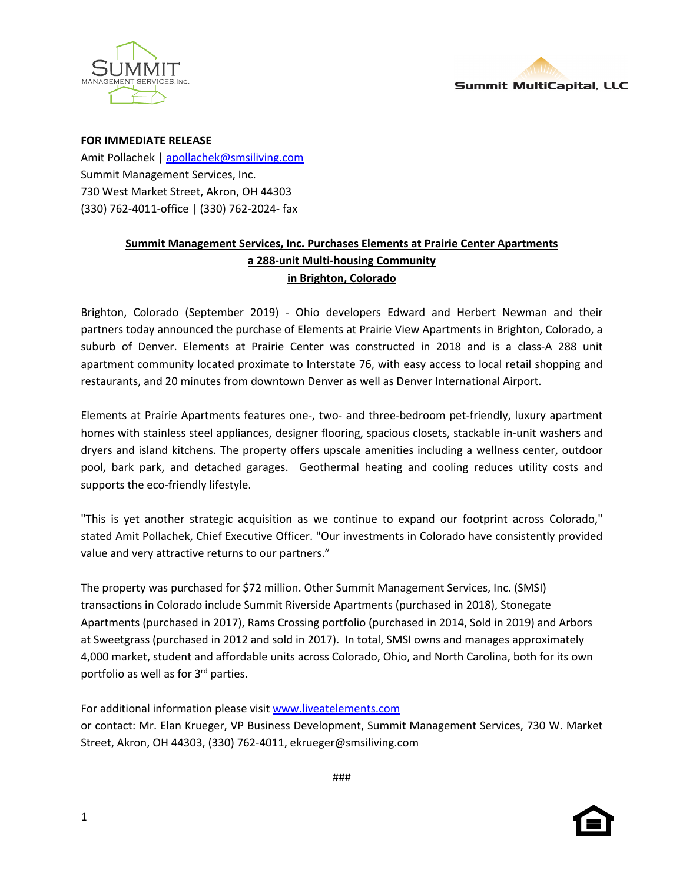**FOR IMMEDIATE RELEASE**
Amit Pollachek | apollachek@smsiliving.com
Summit Management Services, Inc.
730 West Market Street, Akron, OH 44303
(330) 762-4011-office | (330) 762-2024- fax

## Summit Management Services, Inc. Purchases Elements at Prairie Center Apartments a 288-unit Multi-housing Community in Brighton, Colorado

Brighton, Colorado (September 2019) - Ohio developers Edward and Herbert Newman and their partners today announced the purchase of Elements at Prairie View Apartments in Brighton, Colorado, a suburb of Denver. Elements at Prairie Center was constructed in 2018 and is a class-A 288 unit apartment community located proximate to Interstate 76, with easy access to local retail shopping and restaurants, and 20 minutes from downtown Denver as well as Denver International Airport.

Elements at Prairie Apartments features one-, two- and three-bedroom pet-friendly, luxury apartment homes with stainless steel appliances, designer flooring, spacious closets, stackable in-unit washers and dryers and island kitchens. The property offers upscale amenities including a wellness center, outdoor pool, bark park, and detached garages. Geothermal heating and cooling reduces utility costs and supports the eco-friendly lifestyle.

"This is yet another strategic acquisition as we continue to expand our footprint across Colorado," stated Amit Pollachek, Chief Executive Officer. "Our investments in Colorado have consistently provided value and very attractive returns to our partners."

The property was purchased for $72 million. Other Summit Management Services, Inc. (SMSI) transactions in Colorado include Summit Riverside Apartments (purchased in 2018), Stonegate Apartments (purchased in 2017), Rams Crossing portfolio (purchased in 2014, Sold in 2019) and Arbors at Sweetgrass (purchased in 2012 and sold in 2017). In total, SMSI owns and manages approximately 4,000 market, student and affordable units across Colorado, Ohio, and North Carolina, both for its own portfolio as well as for 3rd parties.

For additional information please visit www.liveatelements.com
or contact: Mr. Elan Krueger, VP Business Development, Summit Management Services, 730 W. Market Street, Akron, OH 44303, (330) 762-4011, ekrueger@smsiliving.com

###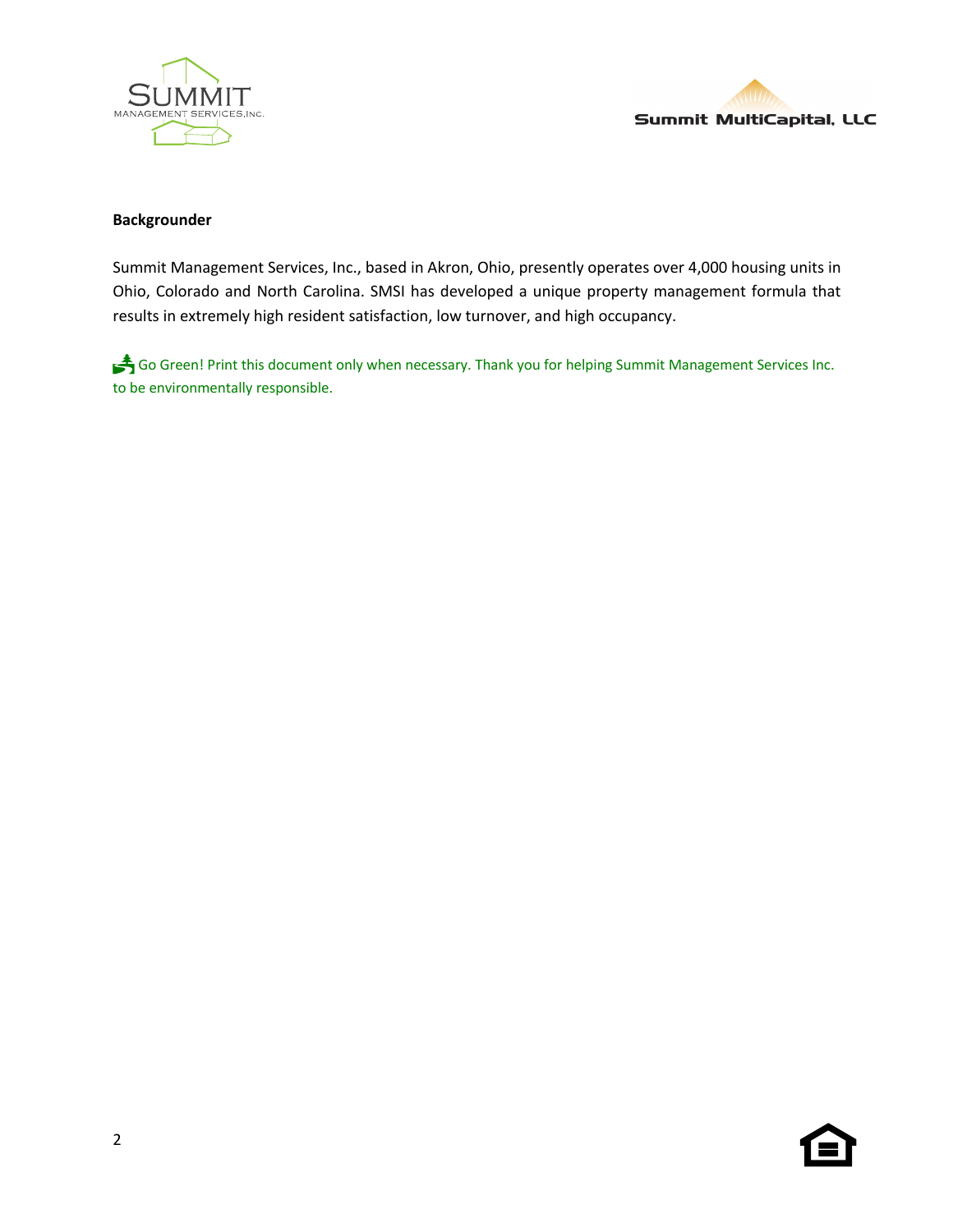**Backgrounder**

Summit Management Services, Inc., based in Akron, Ohio, presently operates over 4,000 housing units in Ohio, Colorado and North Carolina. SMSI has developed a unique property management formula that results in extremely high resident satisfaction, low turnover, and high occupancy.

Go Green! Print this document only when necessary. Thank you for helping Summit Management Services Inc. to be environmentally responsible.